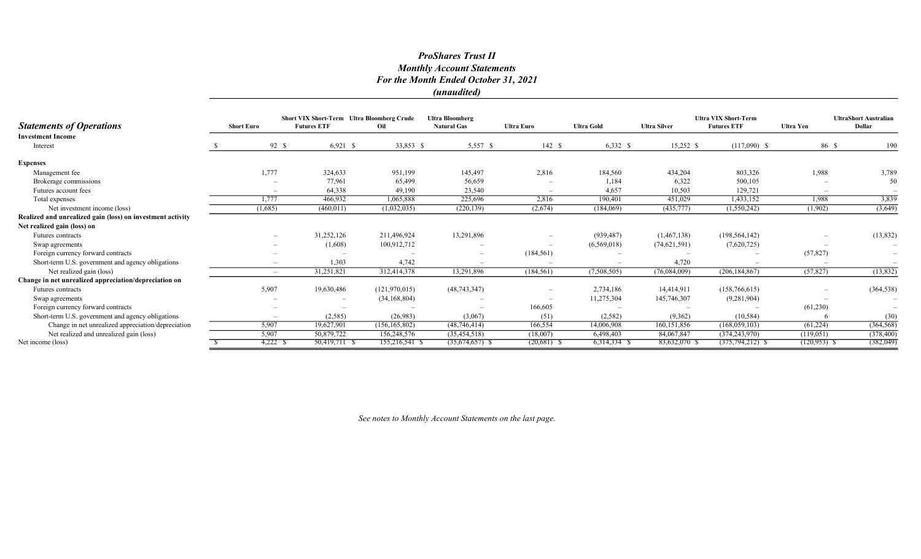# *ProShares Trust II*
## *Monthly Account Statements*
## *For the Month Ended October 31, 2021*
## *(unaudited)*

| *Statements of Operations* | Short Euro | Short VIX Short-Term Futures ETF | Ultra Bloomberg Crude Oil | Ultra Bloomberg Natural Gas | Ultra Euro | Ultra Gold | Ultra Silver | Ultra VIX Short-Term Futures ETF | Ultra Yen | UltraShort Australian Dollar |
|---|---|---|---|---|---|---|---|---|---|---|
| **Investment Income** | | | | | | | | | | |
| Interest | $ 92 | $ 6,921 | $ 33,853 | $ 5,557 | $ 142 | $ 6,332 | $ 15,252 | $ (117,090) | $ 86 | $ 190 |
| **Expenses** | | | | | | | | | | |
| Management fee | 1,777 | 324,633 | 951,199 | 145,497 | 2,816 | 184,560 | 434,204 | 803,326 | 1,988 | 3,789 |
| Brokerage commissions | – | 77,961 | 65,499 | 56,659 | – | 1,184 | 6,322 | 500,105 | – | 50 |
| Futures account fees | – | 64,338 | 49,190 | 23,540 | – | 4,657 | 10,503 | 129,721 | – | – |
| Total expenses | 1,777 | 466,932 | 1,065,888 | 225,696 | 2,816 | 190,401 | 451,029 | 1,433,152 | 1,988 | 3,839 |
| Net investment income (loss) | (1,685) | (460,011) | (1,032,035) | (220,139) | (2,674) | (184,069) | (435,777) | (1,550,242) | (1,902) | (3,649) |
| **Realized and unrealized gain (loss) on investment activity** | | | | | | | | | | |
| **Net realized gain (loss) on** | | | | | | | | | | |
| Futures contracts | – | 31,252,126 | 211,496,924 | 13,291,896 | – | (939,487) | (1,467,138) | (198,564,142) | – | (13,832) |
| Swap agreements | – | (1,608) | 100,912,712 | – | – | (6,569,018) | (74,621,591) | (7,620,725) | – | – |
| Foreign currency forward contracts | – | – | – | – | (184,561) | – | – | – | (57,827) | – |
| Short-term U.S. government and agency obligations | – | 1,303 | 4,742 | – | – | – | 4,720 | – | – | – |
| Net realized gain (loss) | – | 31,251,821 | 312,414,378 | 13,291,896 | (184,561) | (7,508,505) | (76,084,009) | (206,184,867) | (57,827) | (13,832) |
| **Change in net unrealized appreciation/depreciation on** | | | | | | | | | | |
| Futures contracts | 5,907 | 19,630,486 | (121,970,015) | (48,743,347) | – | 2,734,186 | 14,414,911 | (158,766,615) | – | (364,538) |
| Swap agreements | – | – | (34,168,804) | – | – | 11,275,304 | 145,746,307 | (9,281,904) | – | – |
| Foreign currency forward contracts | – | – | – | – | 166,605 | – | – | – | (61,230) | – |
| Short-term U.S. government and agency obligations | – | (2,585) | (26,983) | (3,067) | (51) | (2,582) | (9,362) | (10,584) | 6 | (30) |
| Change in net unrealized appreciation/depreciation | 5,907 | 19,627,901 | (156,165,802) | (48,746,414) | 166,554 | 14,006,908 | 160,151,856 | (168,059,103) | (61,224) | (364,568) |
| Net realized and unrealized gain (loss) | 5,907 | 50,879,722 | 156,248,576 | (35,454,518) | (18,007) | 6,498,403 | 84,067,847 | (374,243,970) | (119,051) | (378,400) |
| Net income (loss) | $ 4,222 | $ 50,419,711 | $ 155,216,541 | $ (35,674,657) | $ (20,681) | $ 6,314,334 | $ 83,632,070 | $ (375,794,212) | $ (120,953) | $ (382,049) |

*See notes to Monthly Account Statements on the last page.*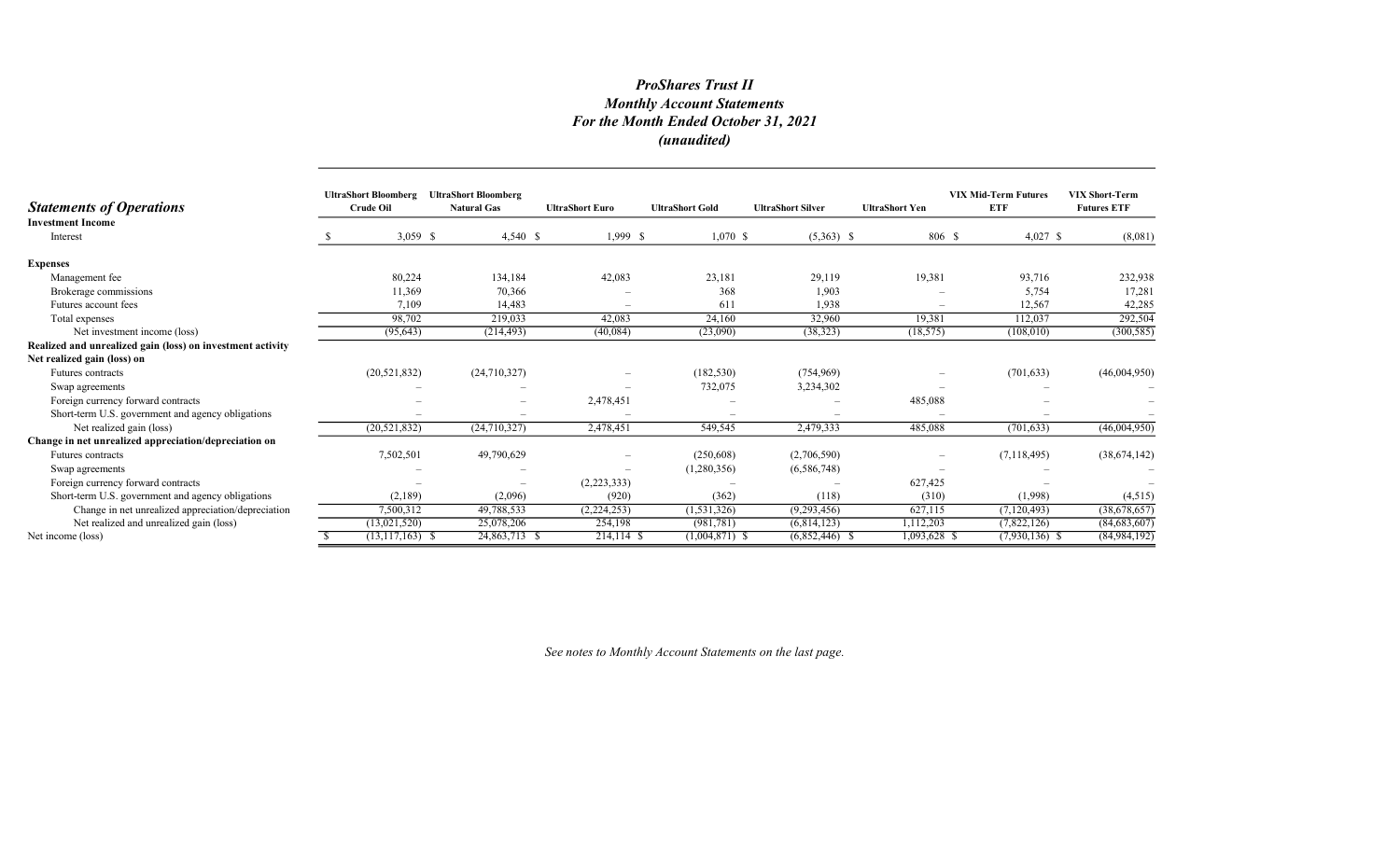# *ProShares Trust II*
## *Monthly Account Statements*
## *For the Month Ended October 31, 2021*
## *(unaudited)*

| ***Statements of Operations*** | UltraShort Bloomberg Crude Oil | UltraShort Bloomberg Natural Gas | UltraShort Euro | UltraShort Gold | UltraShort Silver | UltraShort Yen | VIX Mid-Term Futures ETF | VIX Short-Term Futures ETF |
|---|---|---|---|---|---|---|---|---|
| **Investment Income** | | | | | | | | |
| Interest | $ 3,059 | $ 4,540 | $ 1,999 | $ 1,070 | $ (5,363) | $ 806 | $ 4,027 | $ (8,081) |
| **Expenses** | | | | | | | | |
| Management fee | 80,224 | 134,184 | 42,083 | 23,181 | 29,119 | 19,381 | 93,716 | 232,938 |
| Brokerage commissions | 11,369 | 70,366 | – | 368 | 1,903 | – | 5,754 | 17,281 |
| Futures account fees | 7,109 | 14,483 | – | 611 | 1,938 | – | 12,567 | 42,285 |
| Total expenses | 98,702 | 219,033 | 42,083 | 24,160 | 32,960 | 19,381 | 112,037 | 292,504 |
| Net investment income (loss) | (95,643) | (214,493) | (40,084) | (23,090) | (38,323) | (18,575) | (108,010) | (300,585) |
| **Realized and unrealized gain (loss) on investment activity** | | | | | | | | |
| **Net realized gain (loss) on** | | | | | | | | |
| Futures contracts | (20,521,832) | (24,710,327) | – | (182,530) | (754,969) | – | (701,633) | (46,004,950) |
| Swap agreements | – | – | – | 732,075 | 3,234,302 | – | – | – |
| Foreign currency forward contracts | – | – | 2,478,451 | – | – | 485,088 | – | – |
| Short-term U.S. government and agency obligations | – | – | – | – | – | – | – | – |
| Net realized gain (loss) | (20,521,832) | (24,710,327) | 2,478,451 | 549,545 | 2,479,333 | 485,088 | (701,633) | (46,004,950) |
| **Change in net unrealized appreciation/depreciation on** | | | | | | | | |
| Futures contracts | 7,502,501 | 49,790,629 | – | (250,608) | (2,706,590) | – | (7,118,495) | (38,674,142) |
| Swap agreements | – | – | – | (1,280,356) | (6,586,748) | – | – | – |
| Foreign currency forward contracts | – | – | (2,223,333) | – | – | 627,425 | – | – |
| Short-term U.S. government and agency obligations | (2,189) | (2,096) | (920) | (362) | (118) | (310) | (1,998) | (4,515) |
| Change in net unrealized appreciation/depreciation | 7,500,312 | 49,788,533 | (2,224,253) | (1,531,326) | (9,293,456) | 627,115 | (7,120,493) | (38,678,657) |
| Net realized and unrealized gain (loss) | (13,021,520) | 25,078,206 | 254,198 | (981,781) | (6,814,123) | 1,112,203 | (7,822,126) | (84,683,607) |
| Net income (loss) | $ (13,117,163) | $ 24,863,713 | $ 214,114 | $ (1,004,871) | $ (6,852,446) | $ 1,093,628 | $ (7,930,136) | $ (84,984,192) |

*See notes to Monthly Account Statements on the last page.*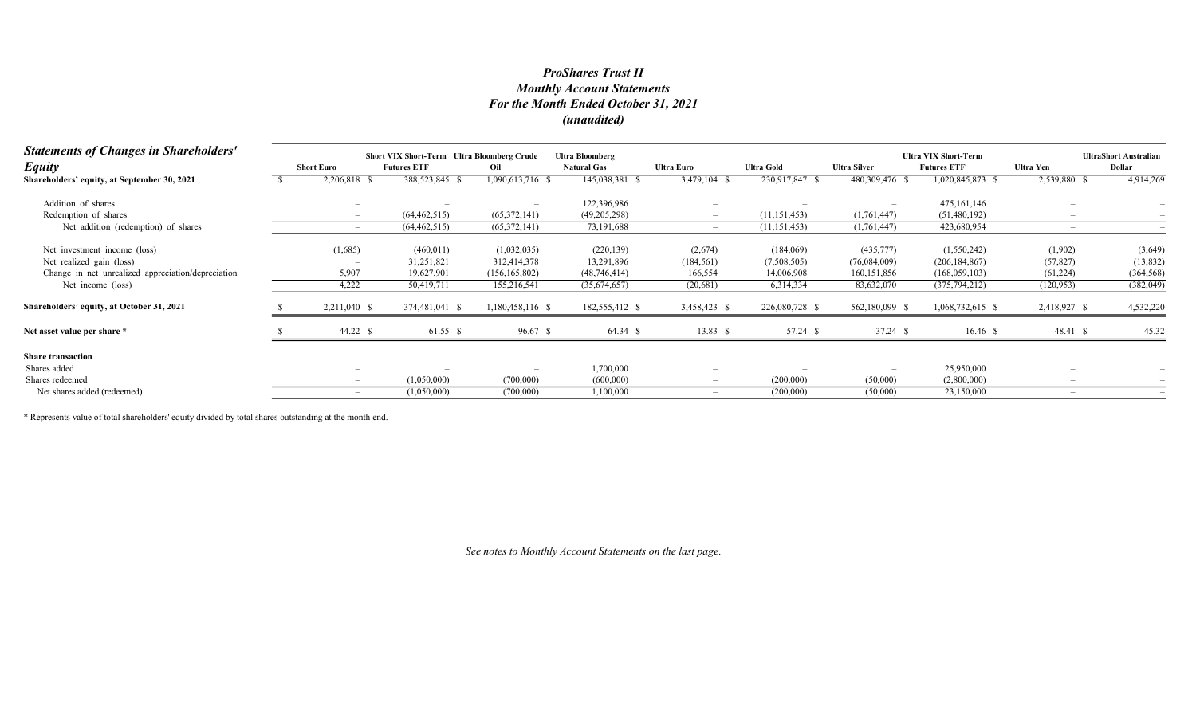# *ProShares Trust II*
## *Monthly Account Statements*
## *For the Month Ended October 31, 2021*
## *(unaudited)*

| *Statements of Changes in Shareholders' Equity* | Short Euro | Short VIX Short-Term Futures ETF | Ultra Bloomberg Crude Oil | Ultra Bloomberg Natural Gas | Ultra Euro | Ultra Gold | Ultra Silver | Ultra VIX Short-Term Futures ETF | Ultra Yen | UltraShort Australian Dollar |
|---|---|---|---|---|---|---|---|---|---|---|
| **Shareholders' equity, at September 30, 2021** | $ 2,206,818 | $ 388,523,845 | $ 1,090,613,716 | $ 145,038,381 | $ 3,479,104 | $ 230,917,847 | $ 480,309,476 | $ 1,020,845,873 | $ 2,539,880 | $ 4,914,269 |
| Addition of shares | – | – | – | 122,396,986 | – | – | – | 475,161,146 | – | – |
| Redemption of shares | – | (64,462,515) | (65,372,141) | (49,205,298) | – | (11,151,453) | (1,761,447) | (51,480,192) | – | – |
| Net addition (redemption) of shares | – | (64,462,515) | (65,372,141) | 73,191,688 | – | (11,151,453) | (1,761,447) | 423,680,954 | – | – |
| Net investment income (loss) | (1,685) | (460,011) | (1,032,035) | (220,139) | (2,674) | (184,069) | (435,777) | (1,550,242) | (1,902) | (3,649) |
| Net realized gain (loss) | – | 31,251,821 | 312,414,378 | 13,291,896 | (184,561) | (7,508,505) | (76,084,009) | (206,184,867) | (57,827) | (13,832) |
| Change in net unrealized appreciation/depreciation | 5,907 | 19,627,901 | (156,165,802) | (48,746,414) | 166,554 | 14,006,908 | 160,151,856 | (168,059,103) | (61,224) | (364,568) |
| Net income (loss) | 4,222 | 50,419,711 | 155,216,541 | (35,674,657) | (20,681) | 6,314,334 | 83,632,070 | (375,794,212) | (120,953) | (382,049) |
| **Shareholders' equity, at October 31, 2021** | $ 2,211,040 | $ 374,481,041 | $ 1,180,458,116 | $ 182,555,412 | $ 3,458,423 | $ 226,080,728 | $ 562,180,099 | $ 1,068,732,615 | $ 2,418,927 | $ 4,532,220 |
| **Net asset value per share \*** | $ 44.22 | $ 61.55 | $ 96.67 | $ 64.34 | $ 13.83 | $ 57.24 | $ 37.24 | $ 16.46 | $ 48.41 | $ 45.32 |
| **Share transaction** | | | | | | | | | | |
| Shares added | – | – | – | 1,700,000 | – | – | – | 25,950,000 | – | – |
| Shares redeemed | – | (1,050,000) | (700,000) | (600,000) | – | (200,000) | (50,000) | (2,800,000) | – | – |
| Net shares added (redeemed) | – | (1,050,000) | (700,000) | 1,100,000 | – | (200,000) | (50,000) | 23,150,000 | – | – |

\* Represents value of total shareholders' equity divided by total shares outstanding at the month end.

*See notes to Monthly Account Statements on the last page.*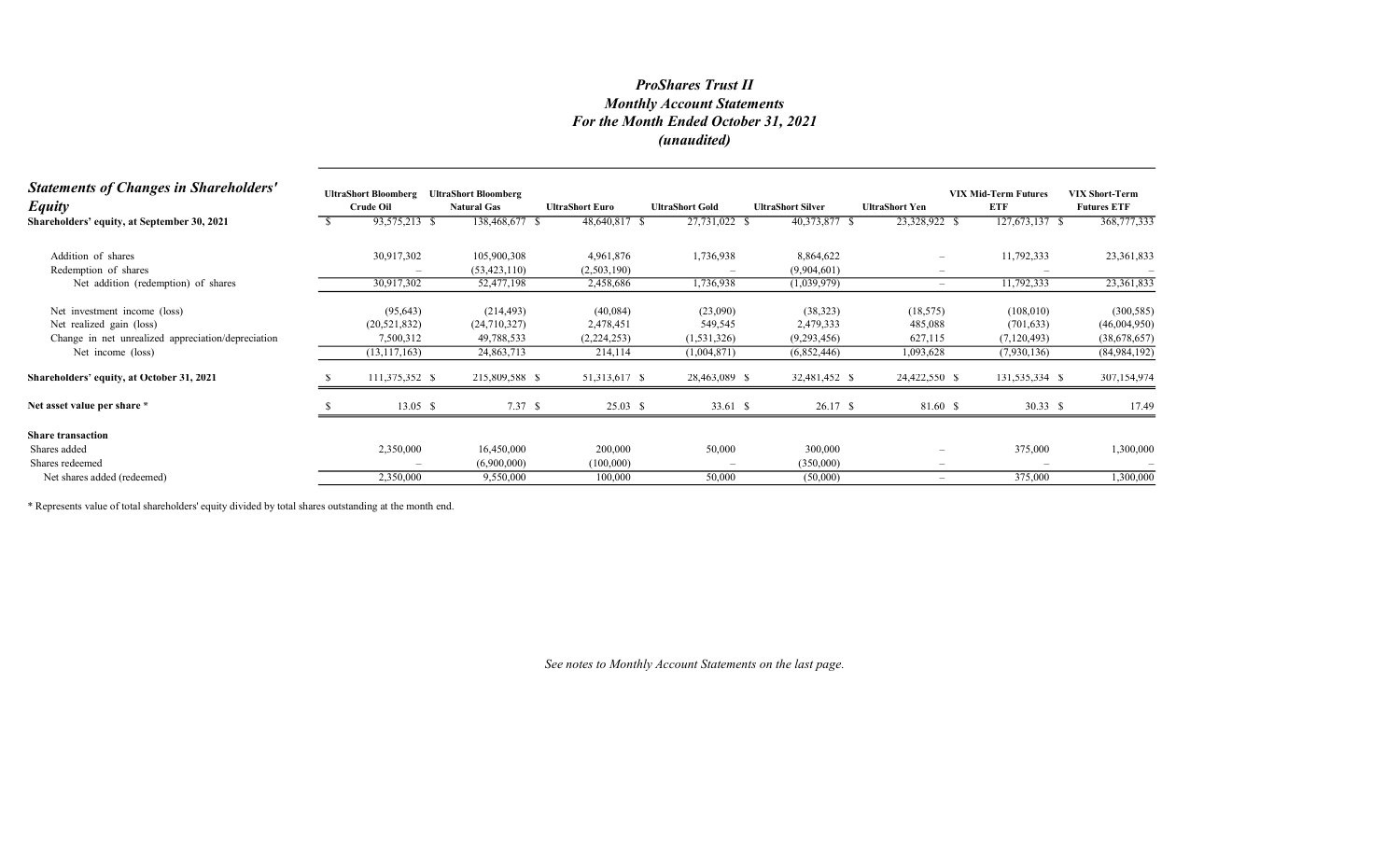# *ProShares Trust II*
## *Monthly Account Statements*
## *For the Month Ended October 31, 2021*
## *(unaudited)*

| ***Statements of Changes in Shareholders' Equity*** | UltraShort Bloomberg Crude Oil | UltraShort Bloomberg Natural Gas | UltraShort Euro | UltraShort Gold | UltraShort Silver | UltraShort Yen | VIX Mid-Term Futures ETF | VIX Short-Term Futures ETF |
|---|---|---|---|---|---|---|---|---|
| **Shareholders' equity, at September 30, 2021** | $ 93,575,213 | $ 138,468,677 | $ 48,640,817 | $ 27,731,022 | $ 40,373,877 | $ 23,328,922 | $ 127,673,137 | $ 368,777,333 |
| Addition of shares | 30,917,302 | 105,900,308 | 4,961,876 | 1,736,938 | 8,864,622 | – | 11,792,333 | 23,361,833 |
| Redemption of shares | – | (53,423,110) | (2,503,190) | – | (9,904,601) | – | – | – |
| Net addition (redemption) of shares | 30,917,302 | 52,477,198 | 2,458,686 | 1,736,938 | (1,039,979) | – | 11,792,333 | 23,361,833 |
| Net investment income (loss) | (95,643) | (214,493) | (40,084) | (23,090) | (38,323) | (18,575) | (108,010) | (300,585) |
| Net realized gain (loss) | (20,521,832) | (24,710,327) | 2,478,451 | 549,545 | 2,479,333 | 485,088 | (701,633) | (46,004,950) |
| Change in net unrealized appreciation/depreciation | 7,500,312 | 49,788,533 | (2,224,253) | (1,531,326) | (9,293,456) | 627,115 | (7,120,493) | (38,678,657) |
| Net income (loss) | (13,117,163) | 24,863,713 | 214,114 | (1,004,871) | (6,852,446) | 1,093,628 | (7,930,136) | (84,984,192) |
| **Shareholders' equity, at October 31, 2021** | $ 111,375,352 | $ 215,809,588 | $ 51,313,617 | $ 28,463,089 | $ 32,481,452 | $ 24,422,550 | $ 131,535,334 | $ 307,154,974 |
| **Net asset value per share \*** | $ 13.05 | $ 7.37 | $ 25.03 | $ 33.61 | $ 26.17 | $ 81.60 | $ 30.33 | $ 17.49 |
| **Share transaction** | | | | | | | | |
| Shares added | 2,350,000 | 16,450,000 | 200,000 | 50,000 | 300,000 | – | 375,000 | 1,300,000 |
| Shares redeemed | – | (6,900,000) | (100,000) | – | (350,000) | – | – | – |
| Net shares added (redeemed) | 2,350,000 | 9,550,000 | 100,000 | 50,000 | (50,000) | – | 375,000 | 1,300,000 |

\* Represents value of total shareholders' equity divided by total shares outstanding at the month end.

*See notes to Monthly Account Statements on the last page.*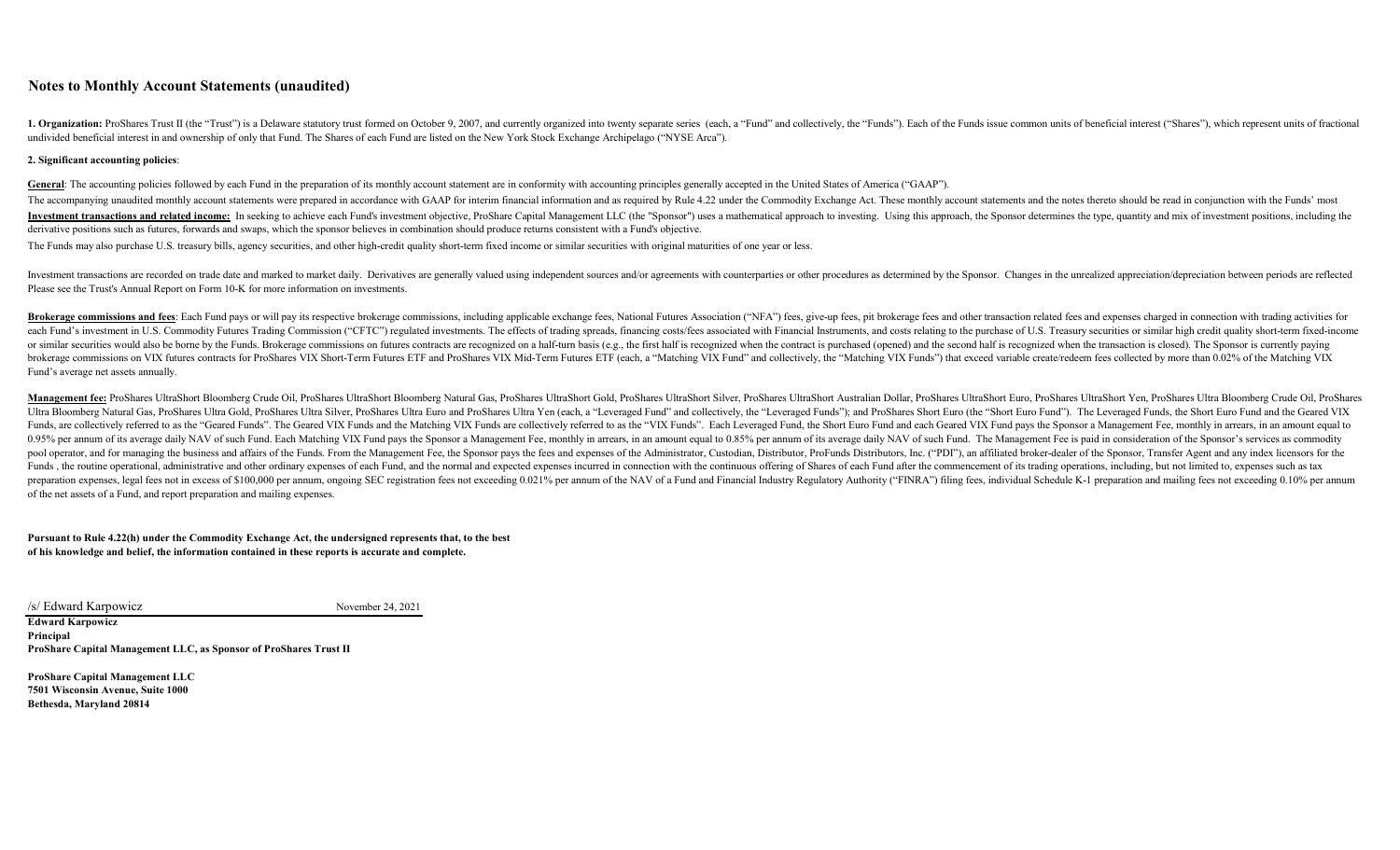## Notes to Monthly Account Statements (unaudited)

**1. Organization:** ProShares Trust II (the "Trust") is a Delaware statutory trust formed on October 9, 2007, and currently organized into twenty separate series (each, a "Fund" and collectively, the "Funds"). Each of the Funds issue common units of beneficial interest ("Shares"), which represent units of fractional undivided beneficial interest in and ownership of only that Fund. The Shares of each Fund are listed on the New York Stock Exchange Archipelago ("NYSE Arca").

**2. Significant accounting policies**:

**General**: The accounting policies followed by each Fund in the preparation of its monthly account statement are in conformity with accounting principles generally accepted in the United States of America ("GAAP").

The accompanying unaudited monthly account statements were prepared in accordance with GAAP for interim financial information and as required by Rule 4.22 under the Commodity Exchange Act. These monthly account statements and the notes thereto should be read in conjunction with the Funds' most

**Investment transactions and related income:** In seeking to achieve each Fund's investment objective, ProShare Capital Management LLC (the "Sponsor") uses a mathematical approach to investing. Using this approach, the Sponsor determines the type, quantity and mix of investment positions, including the derivative positions such as futures, forwards and swaps, which the sponsor believes in combination should produce returns consistent with a Fund's objective.

The Funds may also purchase U.S. treasury bills, agency securities, and other high-credit quality short-term fixed income or similar securities with original maturities of one year or less.

Investment transactions are recorded on trade date and marked to market daily. Derivatives are generally valued using independent sources and/or agreements with counterparties or other procedures as determined by the Sponsor. Changes in the unrealized appreciation/depreciation between periods are reflected

Please see the Trust's Annual Report on Form 10-K for more information on investments.

**Brokerage commissions and fees**: Each Fund pays or will pay its respective brokerage commissions, including applicable exchange fees, National Futures Association ("NFA") fees, give-up fees, pit brokerage fees and other transaction related fees and expenses charged in connection with trading activities for each Fund's investment in U.S. Commodity Futures Trading Commission ("CFTC") regulated investments. The effects of trading spreads, financing costs/fees associated with Financial Instruments, and costs relating to the purchase of U.S. Treasury securities or similar high credit quality short-term fixed-income or similar securities would also be borne by the Funds. Brokerage commissions on futures contracts are recognized on a half-turn basis (e.g., the first half is recognized when the contract is purchased (opened) and the second half is recognized when the transaction is closed). The Sponsor is currently paying brokerage commissions on VIX futures contracts for ProShares VIX Short-Term Futures ETF and ProShares VIX Mid-Term Futures ETF (each, a "Matching VIX Fund" and collectively, the "Matching VIX Funds") that exceed variable create/redeem fees collected by more than 0.02% of the Matching VIX Fund's average net assets annually.

**Management fee:** ProShares UltraShort Bloomberg Crude Oil, ProShares UltraShort Bloomberg Natural Gas, ProShares UltraShort Gold, ProShares UltraShort Silver, ProShares UltraShort Australian Dollar, ProShares UltraShort Euro, ProShares UltraShort Yen, ProShares Ultra Bloomberg Crude Oil, ProShares Ultra Bloomberg Natural Gas, ProShares Ultra Gold, ProShares Ultra Silver, ProShares Ultra Euro and ProShares Ultra Yen (each, a "Leveraged Fund" and collectively, the "Leveraged Funds"); and ProShares Short Euro (the "Short Euro Fund"). The Leveraged Funds, the Short Euro Fund and the Geared VIX Funds, are collectively referred to as the "Geared Funds". The Geared VIX Funds and the Matching VIX Funds are collectively referred to as the "VIX Funds". Each Leveraged Fund, the Short Euro Fund and each Geared VIX Fund pays the Sponsor a Management Fee, monthly in arrears, in an amount equal to 0.95% per annum of its average daily NAV of such Fund. Each Matching VIX Fund pays the Sponsor a Management Fee, monthly in arrears, in an amount equal to 0.85% per annum of its average daily NAV of such Fund. The Management Fee is paid in consideration of the Sponsor's services as commodity pool operator, and for managing the business and affairs of the Funds. From the Management Fee, the Sponsor pays the fees and expenses of the Administrator, Custodian, Distributor, ProFunds Distributors, Inc. ("PDI"), an affiliated broker-dealer of the Sponsor, Transfer Agent and any index licensors for the Funds , the routine operational, administrative and other ordinary expenses of each Fund, and the normal and expected expenses incurred in connection with the continuous offering of Shares of each Fund after the commencement of its trading operations, including, but not limited to, expenses such as tax preparation expenses, legal fees not in excess of $100,000 per annum, ongoing SEC registration fees not exceeding 0.021% per annum of the NAV of a Fund and Financial Industry Regulatory Authority ("FINRA") filing fees, individual Schedule K-1 preparation and mailing fees not exceeding 0.10% per annum of the net assets of a Fund, and report preparation and mailing expenses.

**Pursuant to Rule 4.22(h) under the Commodity Exchange Act, the undersigned represents that, to the best of his knowledge and belief, the information contained in these reports is accurate and complete.**

/s/ Edward Karpowicz November 24, 2021

**Edward Karpowicz**
**Principal**
**ProShare Capital Management LLC, as Sponsor of ProShares Trust II**

**ProShare Capital Management LLC**
**7501 Wisconsin Avenue, Suite 1000**
**Bethesda, Maryland 20814**